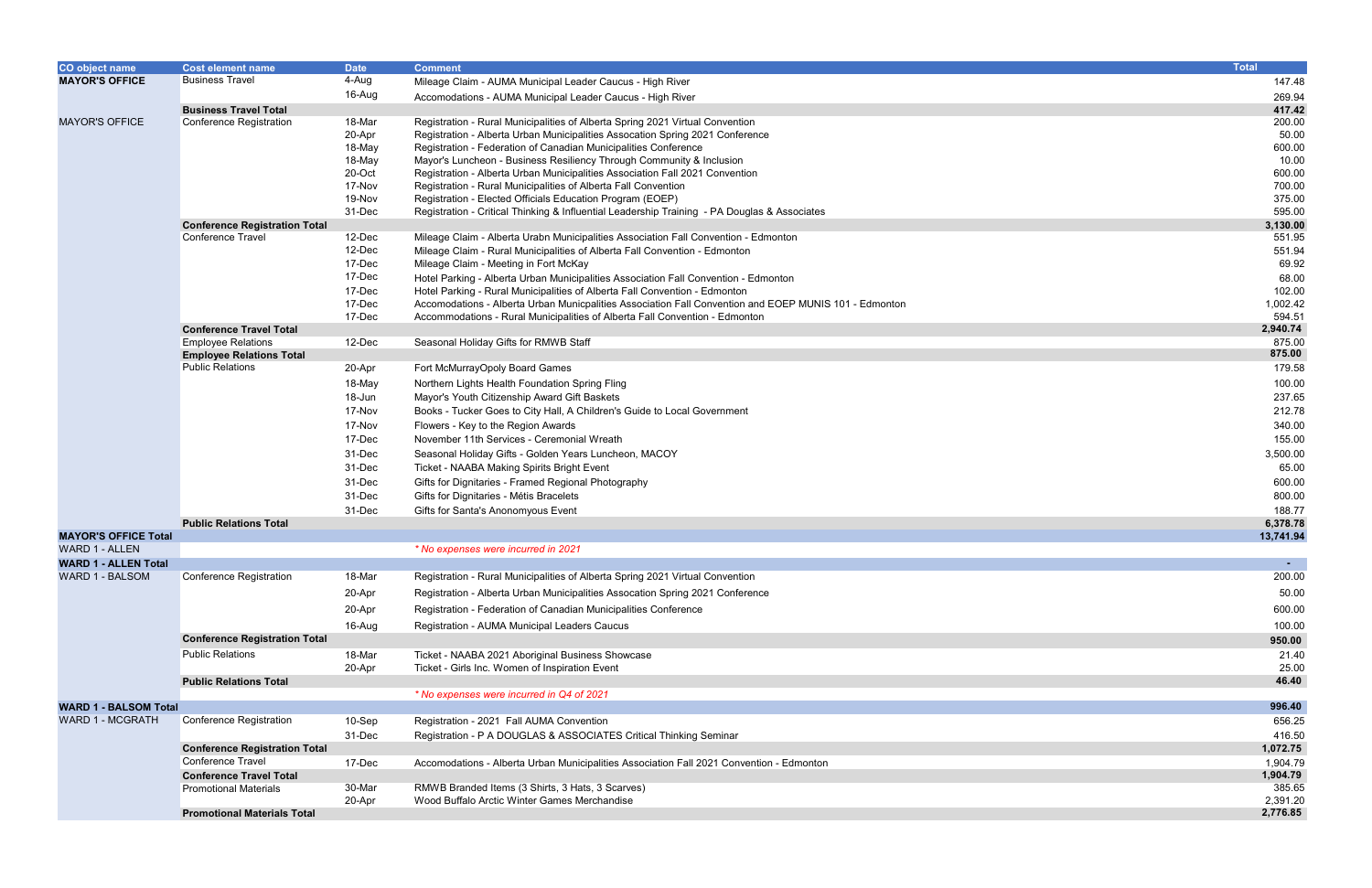| CO object name | Cost element name | Date | Comment | Total |
|---|---|---|---|---|
| **MAYOR'S OFFICE** | Business Travel | 4-Aug | Mileage Claim - AUMA Municipal Leader Caucus - High River | 147.48 |
| | | 16-Aug | Accomodations - AUMA Municipal Leader Caucus - High River | 269.94 |
| | **Business Travel Total** | | | **417.42** |
| MAYOR'S OFFICE | Conference Registration | 18-Mar | Registration - Rural Municipalities of Alberta Spring 2021 Virtual Convention | 200.00 |
| | | 20-Apr | Registration - Alberta Urban Municipalities Assocation Spring 2021 Conference | 50.00 |
| | | 18-May | Registration - Federation of Canadian Municipalities Conference | 600.00 |
| | | 18-May | Mayor's Luncheon - Business Resiliency Through Community & Inclusion | 10.00 |
| | | 20-Oct | Registration - Alberta Urban Municipalities Association Fall 2021 Convention | 600.00 |
| | | 17-Nov | Registration - Rural Municipalities of Alberta Fall Convention | 700.00 |
| | | 19-Nov | Registration - Elected Officials Education Program (EOEP) | 375.00 |
| | | 31-Dec | Registration - Critical Thinking & Influential Leadership Training - PA Douglas & Associates | 595.00 |
| | **Conference Registration Total** | | | **3,130.00** |
| | Conference Travel | 12-Dec | Mileage Claim - Alberta Urabn Municipalities Association Fall Convention - Edmonton | 551.95 |
| | | 12-Dec | Mileage Claim - Rural Municipalities of Alberta Fall Convention - Edmonton | 551.94 |
| | | 17-Dec | Mileage Claim - Meeting in Fort McKay | 69.92 |
| | | 17-Dec | Hotel Parking - Alberta Urban Municipalities Association Fall Convention - Edmonton | 68.00 |
| | | 17-Dec | Hotel Parking - Rural Municipalities of Alberta Fall Convention - Edmonton | 102.00 |
| | | 17-Dec | Accomodations - Alberta Urban Municpalities Association Fall Convention and EOEP MUNIS 101 - Edmonton | 1,002.42 |
| | | 17-Dec | Accommodations - Rural Municipalities of Alberta Fall Convention - Edmonton | 594.51 |
| | **Conference Travel Total** | | | **2,940.74** |
| | Employee Relations | 12-Dec | Seasonal Holiday Gifts for RMWB Staff | 875.00 |
| | **Employee Relations Total** | | | **875.00** |
| | Public Relations | 20-Apr | Fort McMurrayOpoly Board Games | 179.58 |
| | | 18-May | Northern Lights Health Foundation Spring Fling | 100.00 |
| | | 18-Jun | Mayor's Youth Citizenship Award Gift Baskets | 237.65 |
| | | 17-Nov | Books - Tucker Goes to City Hall, A Children's Guide to Local Government | 212.78 |
| | | 17-Nov | Flowers - Key to the Region Awards | 340.00 |
| | | 17-Dec | November 11th Services - Ceremonial Wreath | 155.00 |
| | | 31-Dec | Seasonal Holiday Gifts - Golden Years Luncheon, MACOY | 3,500.00 |
| | | 31-Dec | Ticket - NAABA Making Spirits Bright Event | 65.00 |
| | | 31-Dec | Gifts for Dignitaries - Framed Regional Photography | 600.00 |
| | | 31-Dec | Gifts for Dignitaries - Métis Bracelets | 800.00 |
| | | 31-Dec | Gifts for Santa's Anonomyous Event | 188.77 |
| | **Public Relations Total** | | | **6,378.78** |
| **MAYOR'S OFFICE Total** | | | | **13,741.94** |
| WARD 1 - ALLEN | | | *\* No expenses were incurred in 2021* | |
| **WARD 1 - ALLEN Total** | | | | - |
| WARD 1 - BALSOM | Conference Registration | 18-Mar | Registration - Rural Municipalities of Alberta Spring 2021 Virtual Convention | 200.00 |
| | | 20-Apr | Registration - Alberta Urban Municipalities Assocation Spring 2021 Conference | 50.00 |
| | | 20-Apr | Registration - Federation of Canadian Municipalities Conference | 600.00 |
| | | 16-Aug | Registration - AUMA Municipal Leaders Caucus | 100.00 |
| | **Conference Registration Total** | | | **950.00** |
| | Public Relations | 18-Mar | Ticket - NAABA 2021 Aboriginal Business Showcase | 21.40 |
| | | 20-Apr | Ticket - Girls Inc. Women of Inspiration Event | 25.00 |
| | **Public Relations Total** | | | **46.40** |
| | | | *\* No expenses were incurred in Q4 of 2021* | |
| **WARD 1 - BALSOM Total** | | | | **996.40** |
| WARD 1 - MCGRATH | Conference Registration | 10-Sep | Registration - 2021 Fall AUMA Convention | 656.25 |
| | | 31-Dec | Registration - P A DOUGLAS & ASSOCIATES Critical Thinking Seminar | 416.50 |
| | **Conference Registration Total** | | | **1,072.75** |
| | Conference Travel | 17-Dec | Accomodations - Alberta Urban Municipalities Association Fall 2021 Convention - Edmonton | 1,904.79 |
| | **Conference Travel Total** | | | **1,904.79** |
| | Promotional Materials | 30-Mar | RMWB Branded Items (3 Shirts, 3 Hats, 3 Scarves) | 385.65 |
| | | 20-Apr | Wood Buffalo Arctic Winter Games Merchandise | 2,391.20 |
| | **Promotional Materials Total** | | | **2,776.85** |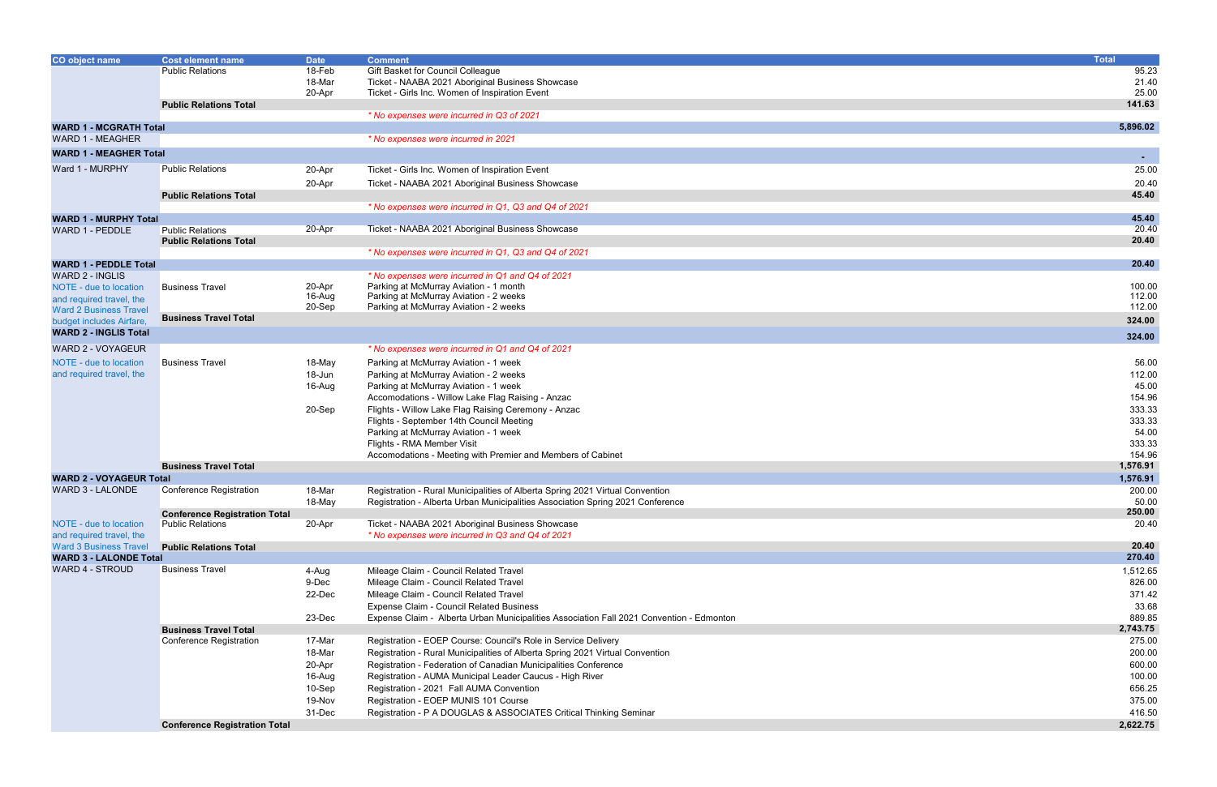| CO object name | Cost element name | Date | Comment | Total |
|---|---|---|---|---|
| | Public Relations | 18-Feb | Gift Basket for Council Colleague | 95.23 |
| | | 18-Mar | Ticket - NAABA 2021 Aboriginal Business Showcase | 21.40 |
| | | 20-Apr | Ticket - Girls Inc. Women of Inspiration Event | 25.00 |
| | **Public Relations Total** | | | **141.63** |
| | | | *\* No expenses were incurred in Q3 of 2021* | |
| **WARD 1 - MCGRATH Total** | | | | **5,896.02** |
| WARD 1 - MEAGHER | | | *\* No expenses were incurred in 2021* | |
| **WARD 1 - MEAGHER Total** | | | | **-** |
| Ward 1 - MURPHY | Public Relations | 20-Apr | Ticket - Girls Inc. Women of Inspiration Event | 25.00 |
| | | 20-Apr | Ticket - NAABA 2021 Aboriginal Business Showcase | 20.40 |
| | **Public Relations Total** | | | **45.40** |
| | | | *\* No expenses were incurred in Q1, Q3 and Q4 of 2021* | |
| **WARD 1 - MURPHY Total** | | | | **45.40** |
| WARD 1 - PEDDLE | Public Relations | 20-Apr | Ticket - NAABA 2021 Aboriginal Business Showcase | 20.40 |
| | **Public Relations Total** | | | **20.40** |
| | | | *\* No expenses were incurred in Q1, Q3 and Q4 of 2021* | |
| **WARD 1 - PEDDLE Total** | | | | **20.40** |
| WARD 2 - INGLIS | | | *\* No expenses were incurred in Q1 and Q4 of 2021* | |
| NOTE - due to location and required travel, the Ward 2 Business Travel budget includes Airfare, | Business Travel | 20-Apr | Parking at McMurray Aviation - 1 month | 100.00 |
| | | 16-Aug | Parking at McMurray Aviation - 2 weeks | 112.00 |
| | | 20-Sep | Parking at McMurray Aviation - 2 weeks | 112.00 |
| | **Business Travel Total** | | | **324.00** |
| **WARD 2 - INGLIS Total** | | | | **324.00** |
| WARD 2 - VOYAGEUR | | | *\* No expenses were incurred in Q1 and Q4 of 2021* | |
| NOTE - due to location and required travel, the | Business Travel | 18-May | Parking at McMurray Aviation - 1 week | 56.00 |
| | | 18-Jun | Parking at McMurray Aviation - 2 weeks | 112.00 |
| | | 16-Aug | Parking at McMurray Aviation - 1 week | 45.00 |
| | | | Accomodations - Willow Lake Flag Raising - Anzac | 154.96 |
| | | 20-Sep | Flights - Willow Lake Flag Raising Ceremony - Anzac | 333.33 |
| | | | Flights - September 14th Council Meeting | 333.33 |
| | | | Parking at McMurray Aviation - 1 week | 54.00 |
| | | | Flights - RMA Member Visit | 333.33 |
| | | | Accomodations - Meeting with Premier and Members of Cabinet | 154.96 |
| | **Business Travel Total** | | | **1,576.91** |
| **WARD 2 - VOYAGEUR Total** | | | | **1,576.91** |
| WARD 3 - LALONDE | Conference Registration | 18-Mar | Registration - Rural Municipalities of Alberta Spring 2021 Virtual Convention | 200.00 |
| | | 18-May | Registration - Alberta Urban Municipalities Association Spring 2021 Conference | 50.00 |
| | **Conference Registration Total** | | | **250.00** |
| NOTE - due to location and required travel, the Ward 3 Business Travel | Public Relations | 20-Apr | Ticket - NAABA 2021 Aboriginal Business Showcase | 20.40 |
| | | | *\* No expenses were incurred in Q3 and Q4 of 2021* | |
| | **Public Relations Total** | | | **20.40** |
| **WARD 3 - LALONDE Total** | | | | **270.40** |
| WARD 4 - STROUD | Business Travel | 4-Aug | Mileage Claim - Council Related Travel | 1,512.65 |
| | | 9-Dec | Mileage Claim - Council Related Travel | 826.00 |
| | | 22-Dec | Mileage Claim - Council Related Travel | 371.42 |
| | | | Expense Claim - Council Related Business | 33.68 |
| | | 23-Dec | Expense Claim - Alberta Urban Municipalities Association Fall 2021 Convention - Edmonton | 889.85 |
| | **Business Travel Total** | | | **2,743.75** |
| | Conference Registration | 17-Mar | Registration - EOEP Course: Council's Role in Service Delivery | 275.00 |
| | | 18-Mar | Registration - Rural Municipalities of Alberta Spring 2021 Virtual Convention | 200.00 |
| | | 20-Apr | Registration - Federation of Canadian Municipalities Conference | 600.00 |
| | | 16-Aug | Registration - AUMA Municipal Leader Caucus - High River | 100.00 |
| | | 10-Sep | Registration - 2021 Fall AUMA Convention | 656.25 |
| | | 19-Nov | Registration - EOEP MUNIS 101 Course | 375.00 |
| | | 31-Dec | Registration - P A DOUGLAS & ASSOCIATES Critical Thinking Seminar | 416.50 |
| | **Conference Registration Total** | | | **2,622.75** |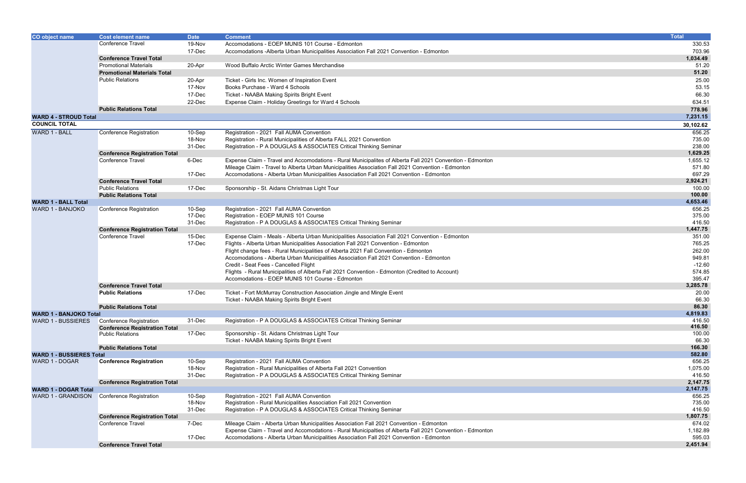| CO object name | Cost element name | Date | Comment | Total |
|---|---|---|---|---|
| | Conference Travel | 19-Nov | Accomodations - EOEP MUNIS 101 Course - Edmonton | 330.53 |
| | | 17-Dec | Accomodations -Alberta Urban Municipalities Association Fall 2021 Convention - Edmonton | 703.96 |
| | **Conference Travel Total** | | | **1,034.49** |
| | Promotional Materials | 20-Apr | Wood Buffalo Arctic Winter Games Merchandise | 51.20 |
| | **Promotional Materials Total** | | | **51.20** |
| | Public Relations | 20-Apr | Ticket - Girls Inc. Women of Inspiration Event | 25.00 |
| | | 17-Nov | Books Purchase - Ward 4 Schools | 53.15 |
| | | 17-Dec | Ticket - NAABA Making Spirits Bright Event | 66.30 |
| | | 22-Dec | Expense Claim - Holiday Greetings for Ward 4 Schools | 634.51 |
| | **Public Relations Total** | | | **778.96** |
| **WARD 4 - STROUD Total** | | | | **7,231.15** |
| **COUNCIL TOTAL** | | | | **30,102.62** |
| WARD 1 - BALL | Conference Registration | 10-Sep | Registration - 2021 Fall AUMA Convention | 656.25 |
| | | 18-Nov | Registration - Rural Municipalities of Alberta FALL 2021 Convention | 735.00 |
| | | 31-Dec | Registration - P A DOUGLAS & ASSOCIATES Critical Thinking Seminar | 238.00 |
| | **Conference Registration Total** | | | **1,629.25** |
| | Conference Travel | 6-Dec | Expense Claim - Travel and Accomodations - Rural Municipalites of Alberta Fall 2021 Convention - Edmonton | 1,655.12 |
| | | | Mileage Claim - Travel to Alberta Urban Municipalities Association Fall 2021 Convention - Edmonton | 571.80 |
| | | 17-Dec | Accomodations - Alberta Urban Municipalities Association Fall 2021 Convention - Edmonton | 697.29 |
| | **Conference Travel Total** | | | **2,924.21** |
| | Public Relations | 17-Dec | Sponsorship - St. Aidans Christmas Light Tour | 100.00 |
| | **Public Relations Total** | | | **100.00** |
| **WARD 1 - BALL Total** | | | | **4,653.46** |
| WARD 1 - BANJOKO | Conference Registration | 10-Sep | Registration - 2021 Fall AUMA Convention | 656.25 |
| | | 17-Dec | Registration - EOEP MUNIS 101 Course | 375.00 |
| | | 31-Dec | Registration - P A DOUGLAS & ASSOCIATES Critical Thinking Seminar | 416.50 |
| | **Conference Registration Total** | | | **1,447.75** |
| | Conference Travel | 15-Dec | Expense Claim - Meals - Alberta Urban Municipalities Association Fall 2021 Convention - Edmonton | 351.00 |
| | | 17-Dec | Flights - Alberta Urban Municipalities Association Fall 2021 Convention - Edmonton | 765.25 |
| | | | Flight change fees - Rural Municipalities of Alberta 2021 Fall Convention - Edmonton | 262.00 |
| | | | Accomodations - Alberta Urban Municipalities Association Fall 2021 Convention - Edmonton | 949.81 |
| | | | Credit - Seat Fees - Cancelled Flight | -12.60 |
| | | | Flights - Rural Municipalities of Alberta Fall 2021 Convention - Edmonton (Credited to Account) | 574.85 |
| | | | Accomodations - EOEP MUNIS 101 Course - Edmonton | 395.47 |
| | **Conference Travel Total** | | | **3,285.78** |
| | **Public Relations** | 17-Dec | Ticket - Fort McMurray Construction Association Jingle and Mingle Event | 20.00 |
| | | | Ticket - NAABA Making Spirits Bright Event | 66.30 |
| | **Public Relations Total** | | | **86.30** |
| **WARD 1 - BANJOKO Total** | | | | **4,819.83** |
| WARD 1 - BUSSIERES | Conference Registration | 31-Dec | Registration - P A DOUGLAS & ASSOCIATES Critical Thinking Seminar | 416.50 |
| | **Conference Registration Total** | | | **416.50** |
| | Public Relations | 17-Dec | Sponsorship - St. Aidans Christmas Light Tour | 100.00 |
| | | | Ticket - NAABA Making Spirits Bright Event | 66.30 |
| | **Public Relations Total** | | | **166.30** |
| **WARD 1 - BUSSIERES Total** | | | | **582.80** |
| WARD 1 - DOGAR | **Conference Registration** | 10-Sep | Registration - 2021 Fall AUMA Convention | 656.25 |
| | | 18-Nov | Registration - Rural Municipalities of Alberta Fall 2021 Convention | 1,075.00 |
| | | 31-Dec | Registration - P A DOUGLAS & ASSOCIATES Critical Thinking Seminar | 416.50 |
| | **Conference Registration Total** | | | **2,147.75** |
| **WARD 1 - DOGAR Total** | | | | **2,147.75** |
| WARD 1 - GRANDISON | Conference Registration | 10-Sep | Registration - 2021 Fall AUMA Convention | 656.25 |
| | | 18-Nov | Registration - Rural Municipalities Association Fall 2021 Convention | 735.00 |
| | | 31-Dec | Registration - P A DOUGLAS & ASSOCIATES Critical Thinking Seminar | 416.50 |
| | **Conference Registration Total** | | | **1,807.75** |
| | Conference Travel | 7-Dec | Mileage Claim - Alberta Urban Municipalities Association Fall 2021 Convention - Edmonton | 674.02 |
| | | | Expense Claim - Travel and Accomodations - Rural Municipalties of Alberta Fall 2021 Convention - Edmonton | 1,182.89 |
| | | 17-Dec | Accomodations - Alberta Urban Municipalities Association Fall 2021 Convention - Edmonton | 595.03 |
| | **Conference Travel Total** | | | **2,451.94** |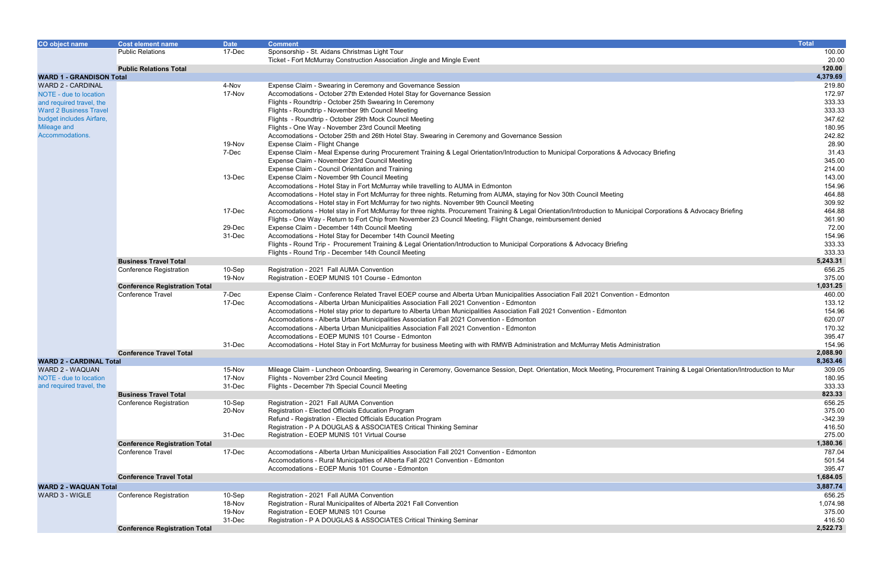| CO object name | Cost element name | Date | Comment | Total |
|---|---|---|---|---|
| | Public Relations | 17-Dec | Sponsorship - St. Aidans Christmas Light Tour | 100.00 |
| | | | Ticket - Fort McMurray Construction Association Jingle and Mingle Event | 20.00 |
| | **Public Relations Total** | | | **120.00** |
| **WARD 1 - GRANDISON Total** | | | | **4,379.69** |
| WARD 2 - CARDINAL | | 4-Nov | Expense Claim - Swearing in Ceremony and Governance Session | 219.80 |
| NOTE - due to location | | 17-Nov | Accomodations - October 27th Extended Hotel Stay for Governance Session | 172.97 |
| and required travel, the | | | Flights - Roundtrip - October 25th Swearing In Ceremony | 333.33 |
| Ward 2 Business Travel | | | Flights - Roundtrip - November 9th Council Meeting | 333.33 |
| budget includes Airfare, | | | Flights - Roundtrip - October 29th Mock Council Meeting | 347.62 |
| Mileage and | | | Flights - One Way - November 23rd Council Meeting | 180.95 |
| Accommodations. | | | Accomodations - October 25th and 26th Hotel Stay. Swearing in Ceremony and Governance Session | 242.82 |
| | | 19-Nov | Expense Claim - Flight Change | 28.90 |
| | | 7-Dec | Expense Claim - Meal Expense during Procurement Training & Legal Orientation/Introduction to Municipal Corporations & Advocacy Briefing | 31.43 |
| | | | Expense Claim - November 23rd Council Meeting | 345.00 |
| | | | Expense Claim - Council Orientation and Training | 214.00 |
| | | 13-Dec | Expense Claim - November 9th Council Meeting | 143.00 |
| | | | Accomodations - Hotel Stay in Fort McMurray while travelling to AUMA in Edmonton | 154.96 |
| | | | Accomodations - Hotel stay in Fort McMurray for three nights. Returning from AUMA, staying for Nov 30th Council Meeting | 464.88 |
| | | | Accomodations - Hotel stay in Fort McMurray for two nights. November 9th Council Meeting | 309.92 |
| | | 17-Dec | Accomodations - Hotel stay in Fort McMurray for three nights. Procurement Training & Legal Orientation/Introduction to Municipal Corporations & Advocacy Briefing | 464.88 |
| | | | Flights - One Way - Return to Fort Chip from November 23 Council Meeting. Flight Change, reimbursement denied | 361.90 |
| | | 29-Dec | Expense Claim - December 14th Council Meeting | 72.00 |
| | | 31-Dec | Accomodations - Hotel Stay for December 14th Council Meeting | 154.96 |
| | | | Flights - Round Trip - Procurement Training & Legal Orientation/Introduction to Municipal Corporations & Advocacy Briefing | 333.33 |
| | | | Flights - Round Trip - December 14th Council Meeting | 333.33 |
| | **Business Travel Total** | | | **5,243.31** |
| | Conference Registration | 10-Sep | Registration - 2021 Fall AUMA Convention | 656.25 |
| | | 19-Nov | Registration - EOEP MUNIS 101 Course - Edmonton | 375.00 |
| | **Conference Registration Total** | | | **1,031.25** |
| | Conference Travel | 7-Dec | Expense Claim - Conference Related Travel EOEP course and Alberta Urban Municipalities Association Fall 2021 Convention - Edmonton | 460.00 |
| | | 17-Dec | Accomodations - Alberta Urban Municipalities Association Fall 2021 Convention - Edmonton | 133.12 |
| | | | Accomodations - Hotel stay prior to departure to Alberta Urban Municipalities Association Fall 2021 Convention - Edmonton | 154.96 |
| | | | Accomodations - Alberta Urban Municipalities Association Fall 2021 Convention - Edmonton | 620.07 |
| | | | Accomodations - Alberta Urban Municipalities Association Fall 2021 Convention - Edmonton | 170.32 |
| | | | Accomodations - EOEP MUNIS 101 Course - Edmonton | 395.47 |
| | | 31-Dec | Accomodations - Hotel Stay in Fort McMurray for business Meeting with with RMWB Administration and McMurray Metis Administration | 154.96 |
| | **Conference Travel Total** | | | **2,088.90** |
| **WARD 2 - CARDINAL Total** | | | | **8,363.46** |
| WARD 2 - WAQUAN | | 15-Nov | Mileage Claim - Luncheon Onboarding, Swearing in Ceremony, Governance Session, Dept. Orientation, Mock Meeting, Procurement Training & Legal Orientation/Introduction to Mur | 309.05 |
| NOTE - due to location | | 17-Nov | Flights - November 23rd Council Meeting | 180.95 |
| and required travel, the | | 31-Dec | Flights - December 7th Special Council Meeting | 333.33 |
| | **Business Travel Total** | | | **823.33** |
| | Conference Registration | 10-Sep | Registration - 2021 Fall AUMA Convention | 656.25 |
| | | 20-Nov | Registration - Elected Officials Education Program | 375.00 |
| | | | Refund - Registration - Elected Officials Education Program | -342.39 |
| | | | Registration - P A DOUGLAS & ASSOCIATES Critical Thinking Seminar | 416.50 |
| | | 31-Dec | Registration - EOEP MUNIS 101 Virtual Course | 275.00 |
| | **Conference Registration Total** | | | **1,380.36** |
| | Conference Travel | 17-Dec | Accomodations - Alberta Urban Municipalities Association Fall 2021 Convention - Edmonton | 787.04 |
| | | | Accomodations - Rural Municipalties of Alberta Fall 2021 Convention - Edmonton | 501.54 |
| | | | Accomodations - EOEP Munis 101 Course - Edmonton | 395.47 |
| | **Conference Travel Total** | | | **1,684.05** |
| **WARD 2 - WAQUAN Total** | | | | **3,887.74** |
| WARD 3 - WIGLE | Conference Registration | 10-Sep | Registration - 2021 Fall AUMA Convention | 656.25 |
| | | 18-Nov | Registration - Rural Municipalites of Alberta 2021 Fall Convention | 1,074.98 |
| | | 19-Nov | Registration - EOEP MUNIS 101 Course | 375.00 |
| | | 31-Dec | Registration - P A DOUGLAS & ASSOCIATES Critical Thinking Seminar | 416.50 |
| | **Conference Registration Total** | | | **2,522.73** |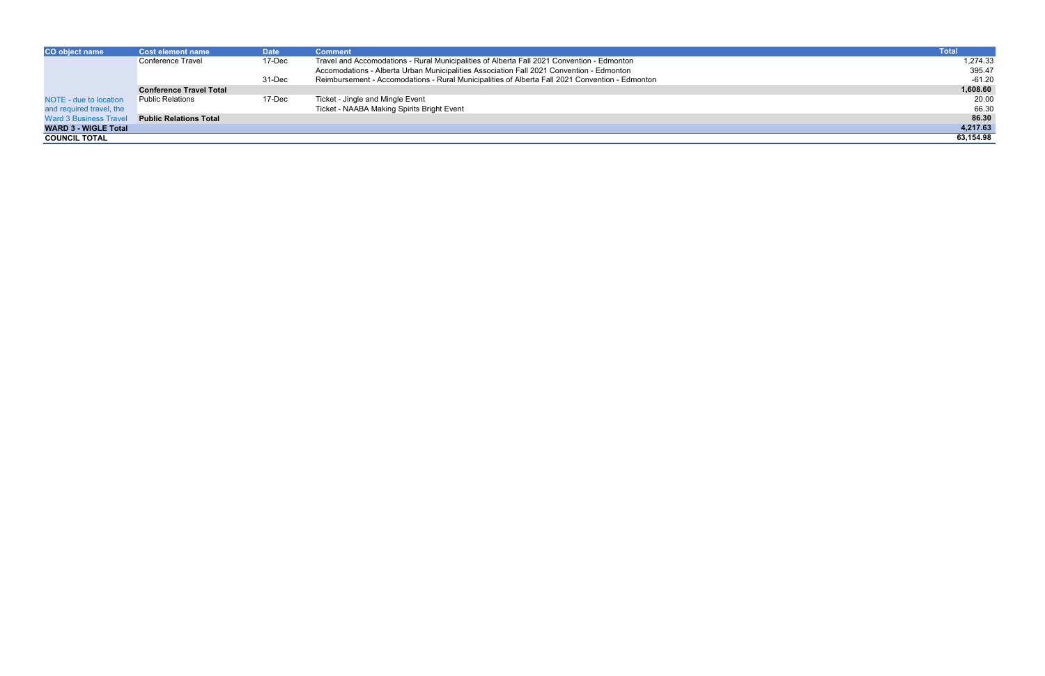| CO object name | Cost element name | Date | Comment | Total |
| --- | --- | --- | --- | --- |
| | Conference Travel | 17-Dec | Travel and Accomodations - Rural Municipalities of Alberta Fall 2021 Convention - Edmonton | 1,274.33 |
| | | | Accomodations - Alberta Urban Municipalities Association Fall 2021 Convention - Edmonton | 395.47 |
| | | 31-Dec | Reimbursement - Accomodations - Rural Municipalities of Alberta Fall 2021 Convention - Edmonton | -61.20 |
| | **Conference Travel Total** | | | **1,608.60** |
| NOTE - due to location | Public Relations | 17-Dec | Ticket - Jingle and Mingle Event | 20.00 |
| and required travel, the | | | Ticket - NAABA Making Spirits Bright Event | 66.30 |
| Ward 3 Business Travel | **Public Relations Total** | | | **86.30** |
| **WARD 3 - WIGLE Total** | | | | **4,217.63** |
| **COUNCIL TOTAL** | | | | **63,154.98** |